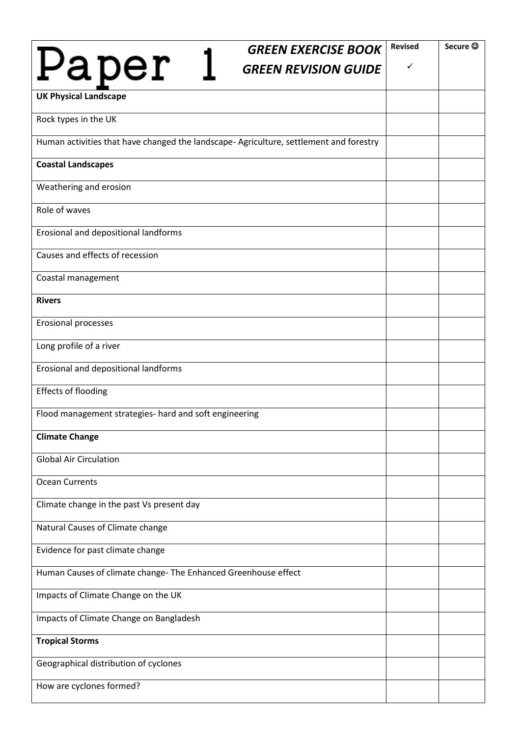| Paper 1 *GREEN EXERCISE BOOK* *GREEN REVISION GUIDE* | Revised ✓ | Secure ☺ |
|---|---|---|
| **UK Physical Landscape** | | |
| Rock types in the UK | | |
| Human activities that have changed the landscape- Agriculture, settlement and forestry | | |
| **Coastal Landscapes** | | |
| Weathering and erosion | | |
| Role of waves | | |
| Erosional and depositional landforms | | |
| Causes and effects of recession | | |
| Coastal management | | |
| **Rivers** | | |
| Erosional processes | | |
| Long profile of a river | | |
| Erosional and depositional landforms | | |
| Effects of flooding | | |
| Flood management strategies- hard and soft engineering | | |
| **Climate Change** | | |
| Global Air Circulation | | |
| Ocean Currents | | |
| Climate change in the past Vs present day | | |
| Natural Causes of Climate change | | |
| Evidence for past climate change | | |
| Human Causes of climate change- The Enhanced Greenhouse effect | | |
| Impacts of Climate Change on the UK | | |
| Impacts of Climate Change on Bangladesh | | |
| **Tropical Storms** | | |
| Geographical distribution of cyclones | | |
| How are cyclones formed? | | |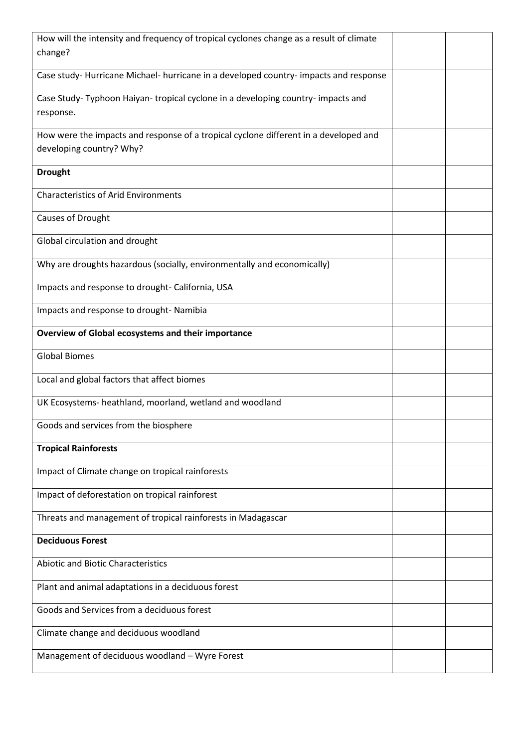| | | |
|---|---|---|
| How will the intensity and frequency of tropical cyclones change as a result of climate change? | | |
| Case study- Hurricane Michael- hurricane in a developed country- impacts and response | | |
| Case Study- Typhoon Haiyan- tropical cyclone in a developing country- impacts and response. | | |
| How were the impacts and response of a tropical cyclone different in a developed and developing country? Why? | | |
| **Drought** | | |
| Characteristics of Arid Environments | | |
| Causes of Drought | | |
| Global circulation and drought | | |
| Why are droughts hazardous (socially, environmentally and economically) | | |
| Impacts and response to drought- California, USA | | |
| Impacts and response to drought- Namibia | | |
| **Overview of Global ecosystems and their importance** | | |
| Global Biomes | | |
| Local and global factors that affect biomes | | |
| UK Ecosystems- heathland, moorland, wetland and woodland | | |
| Goods and services from the biosphere | | |
| **Tropical Rainforests** | | |
| Impact of Climate change on tropical rainforests | | |
| Impact of deforestation on tropical rainforest | | |
| Threats and management of tropical rainforests in Madagascar | | |
| **Deciduous Forest** | | |
| Abiotic and Biotic Characteristics | | |
| Plant and animal adaptations in a deciduous forest | | |
| Goods and Services from a deciduous forest | | |
| Climate change and deciduous woodland | | |
| Management of deciduous woodland – Wyre Forest | | |